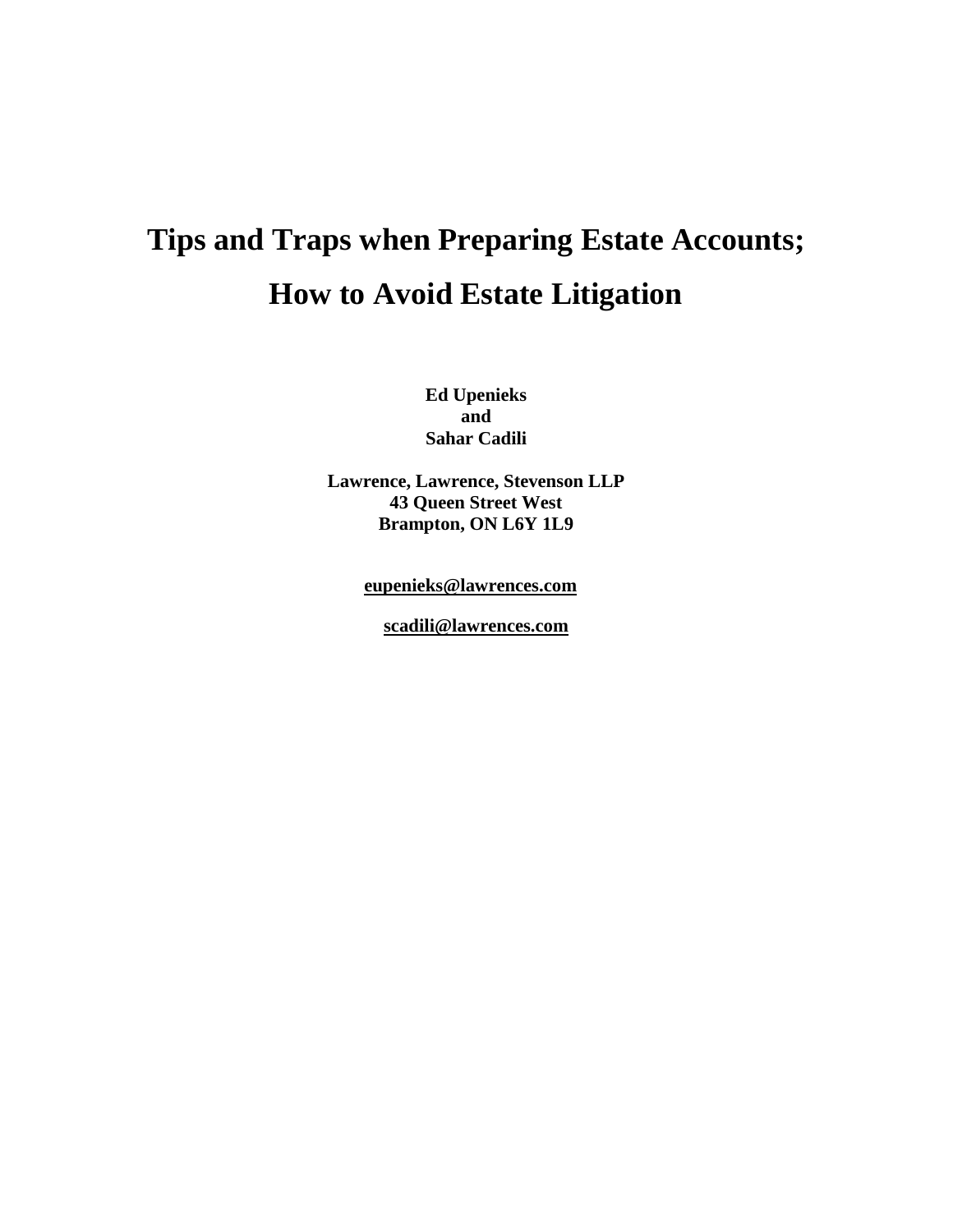# Tips and Traps when Preparing Estate Accounts;

# How to Avoid Estate Litigation

**Ed Upenieks**
**and**
**Sahar Cadili**

**Lawrence, Lawrence, Stevenson LLP**
**43 Queen Street West**
**Brampton, ON L6Y 1L9**

**eupenieks@lawrences.com**

**scadili@lawrences.com**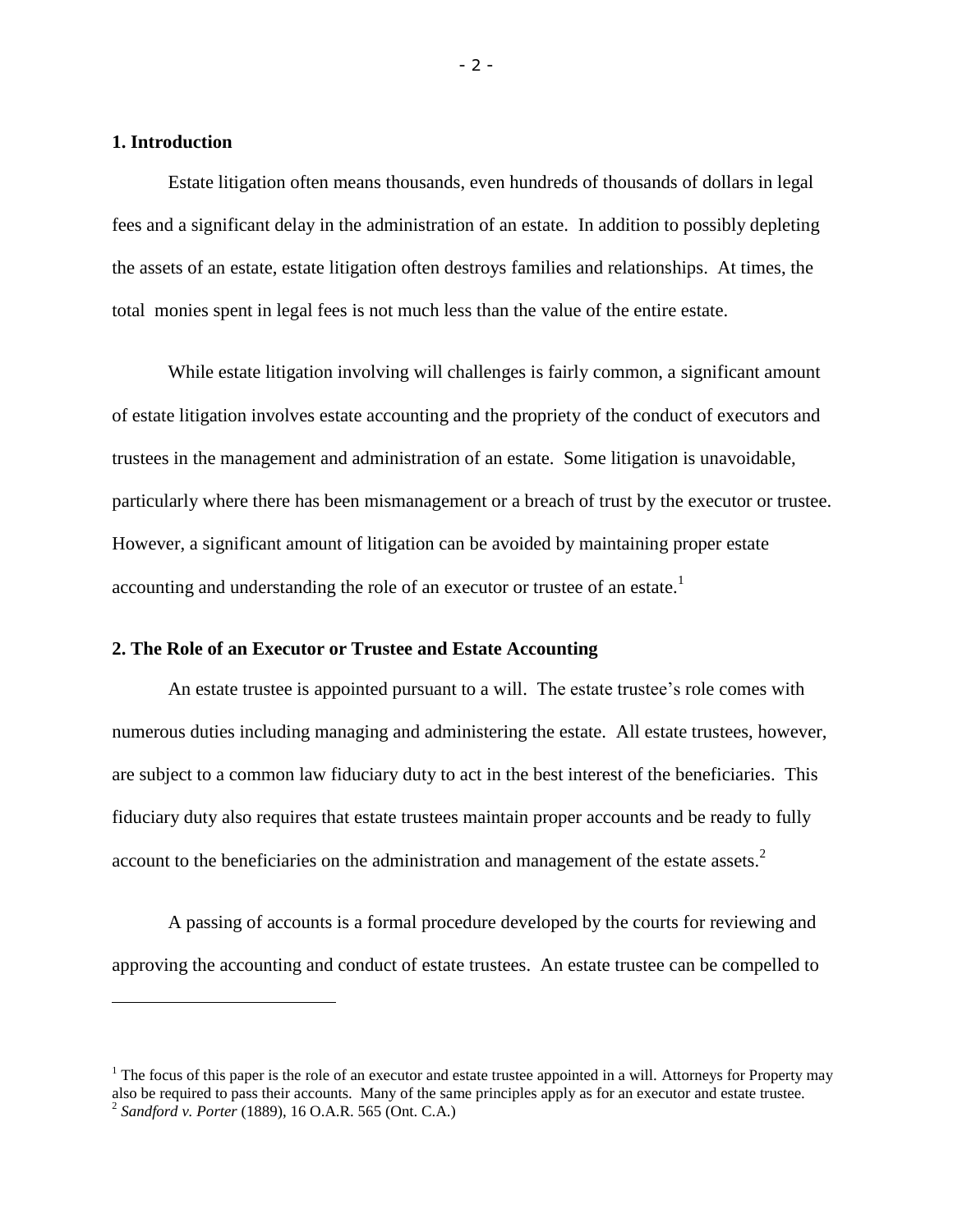## 1. Introduction

Estate litigation often means thousands, even hundreds of thousands of dollars in legal fees and a significant delay in the administration of an estate. In addition to possibly depleting the assets of an estate, estate litigation often destroys families and relationships. At times, the total monies spent in legal fees is not much less than the value of the entire estate.

While estate litigation involving will challenges is fairly common, a significant amount of estate litigation involves estate accounting and the propriety of the conduct of executors and trustees in the management and administration of an estate. Some litigation is unavoidable, particularly where there has been mismanagement or a breach of trust by the executor or trustee. However, a significant amount of litigation can be avoided by maintaining proper estate accounting and understanding the role of an executor or trustee of an estate.[1]

## 2. The Role of an Executor or Trustee and Estate Accounting

An estate trustee is appointed pursuant to a will. The estate trustee's role comes with numerous duties including managing and administering the estate. All estate trustees, however, are subject to a common law fiduciary duty to act in the best interest of the beneficiaries. This fiduciary duty also requires that estate trustees maintain proper accounts and be ready to fully account to the beneficiaries on the administration and management of the estate assets.[2]

A passing of accounts is a formal procedure developed by the courts for reviewing and approving the accounting and conduct of estate trustees. An estate trustee can be compelled to

---

[1] The focus of this paper is the role of an executor and estate trustee appointed in a will. Attorneys for Property may also be required to pass their accounts. Many of the same principles apply as for an executor and estate trustee.

[2] *Sandford v. Porter* (1889), 16 O.A.R. 565 (Ont. C.A.)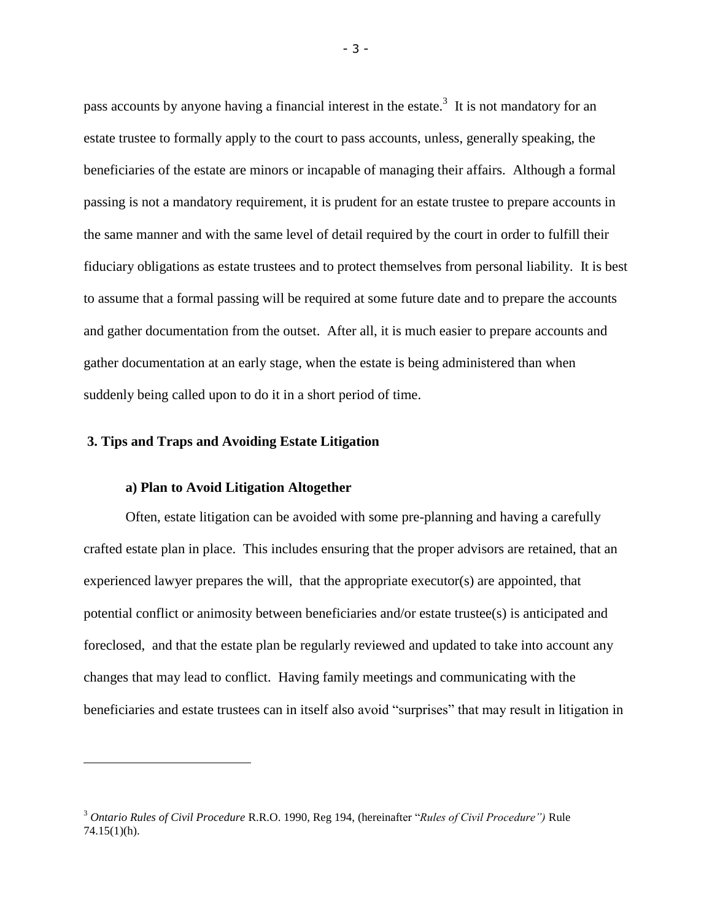pass accounts by anyone having a financial interest in the estate.[3] It is not mandatory for an estate trustee to formally apply to the court to pass accounts, unless, generally speaking, the beneficiaries of the estate are minors or incapable of managing their affairs. Although a formal passing is not a mandatory requirement, it is prudent for an estate trustee to prepare accounts in the same manner and with the same level of detail required by the court in order to fulfill their fiduciary obligations as estate trustees and to protect themselves from personal liability. It is best to assume that a formal passing will be required at some future date and to prepare the accounts and gather documentation from the outset. After all, it is much easier to prepare accounts and gather documentation at an early stage, when the estate is being administered than when suddenly being called upon to do it in a short period of time.

## 3. Tips and Traps and Avoiding Estate Litigation

### a) Plan to Avoid Litigation Altogether

Often, estate litigation can be avoided with some pre-planning and having a carefully crafted estate plan in place. This includes ensuring that the proper advisors are retained, that an experienced lawyer prepares the will, that the appropriate executor(s) are appointed, that potential conflict or animosity between beneficiaries and/or estate trustee(s) is anticipated and foreclosed, and that the estate plan be regularly reviewed and updated to take into account any changes that may lead to conflict. Having family meetings and communicating with the beneficiaries and estate trustees can in itself also avoid "surprises" that may result in litigation in

---

[3] *Ontario Rules of Civil Procedure* R.R.O. 1990, Reg 194, (hereinafter "*Rules of Civil Procedure")* Rule 74.15(1)(h).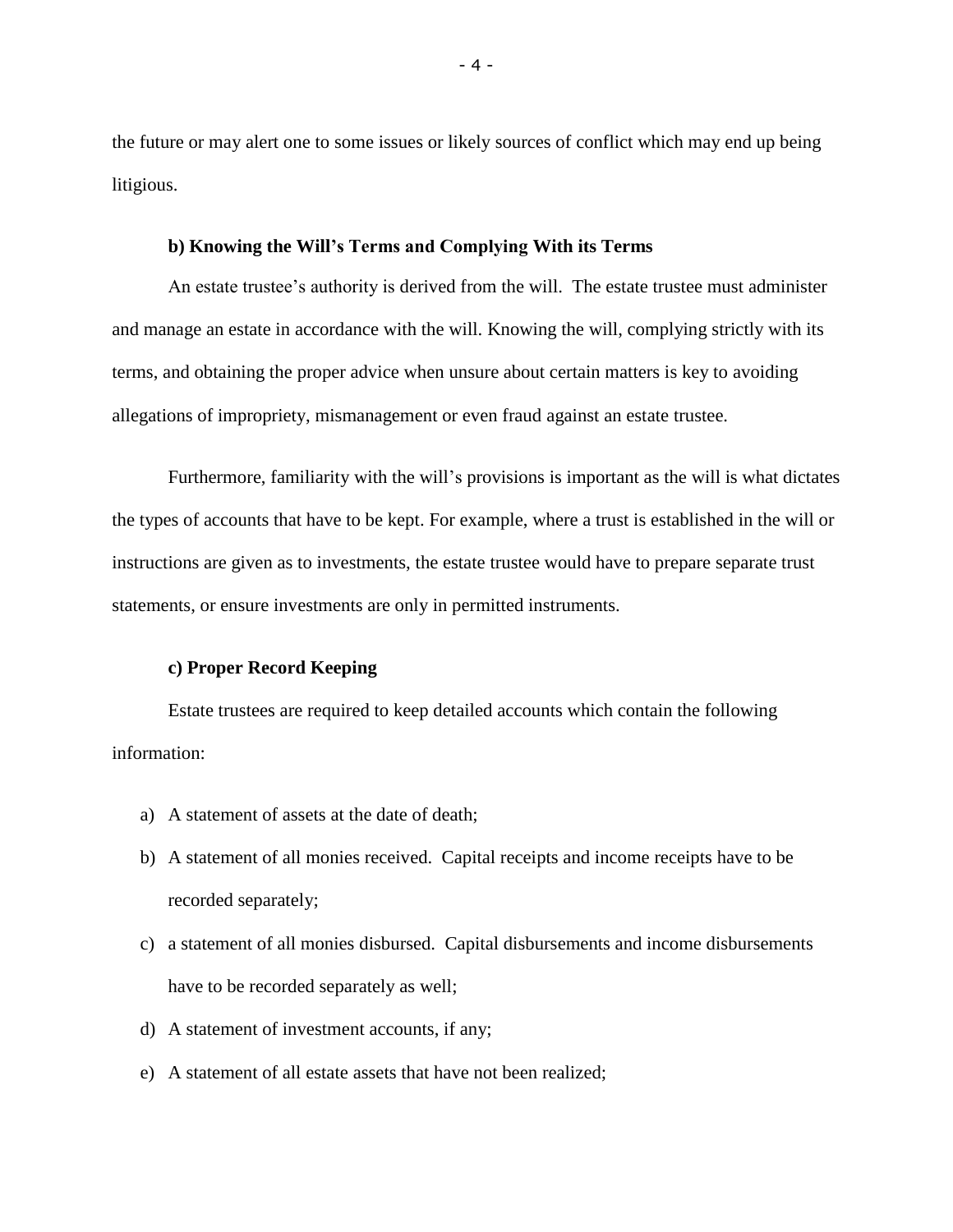the future or may alert one to some issues or likely sources of conflict which may end up being litigious.

### b) Knowing the Will's Terms and Complying With its Terms

An estate trustee's authority is derived from the will. The estate trustee must administer and manage an estate in accordance with the will. Knowing the will, complying strictly with its terms, and obtaining the proper advice when unsure about certain matters is key to avoiding allegations of impropriety, mismanagement or even fraud against an estate trustee.

Furthermore, familiarity with the will's provisions is important as the will is what dictates the types of accounts that have to be kept. For example, where a trust is established in the will or instructions are given as to investments, the estate trustee would have to prepare separate trust statements, or ensure investments are only in permitted instruments.

### c) Proper Record Keeping

Estate trustees are required to keep detailed accounts which contain the following information:

a) A statement of assets at the date of death;
b) A statement of all monies received. Capital receipts and income receipts have to be recorded separately;
c) a statement of all monies disbursed. Capital disbursements and income disbursements have to be recorded separately as well;
d) A statement of investment accounts, if any;
e) A statement of all estate assets that have not been realized;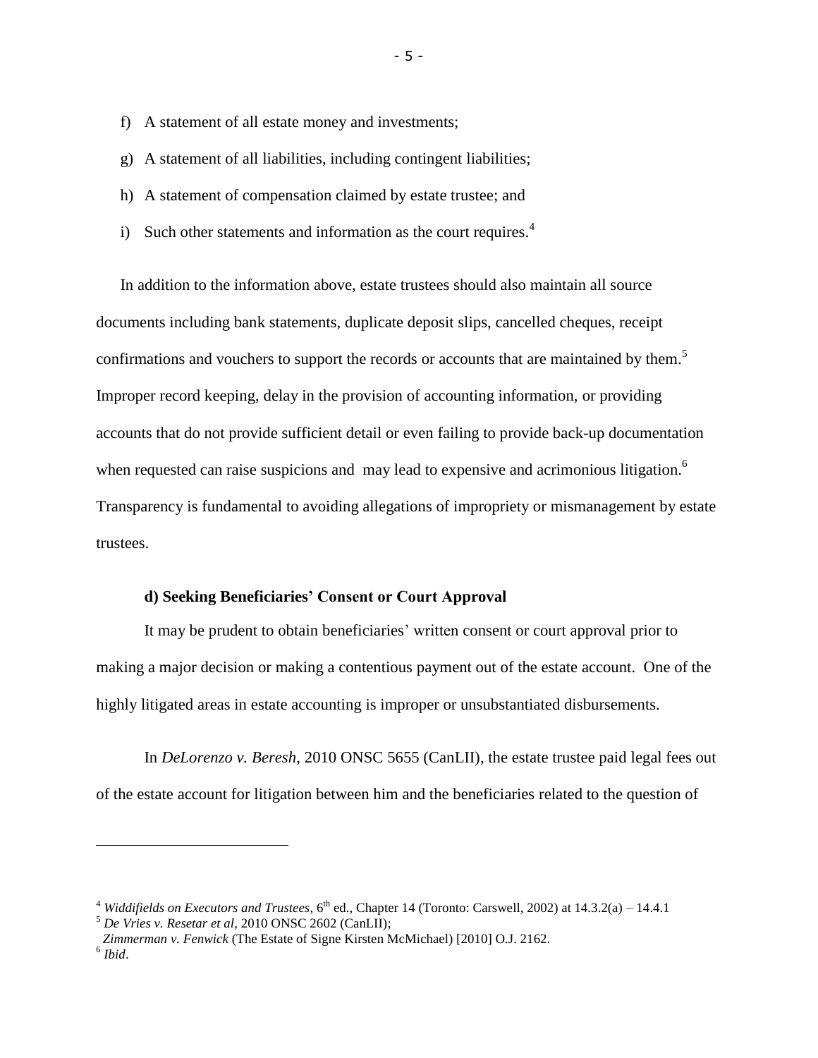f) A statement of all estate money and investments;

g) A statement of all liabilities, including contingent liabilities;

h) A statement of compensation claimed by estate trustee; and

i) Such other statements and information as the court requires.[4]

In addition to the information above, estate trustees should also maintain all source documents including bank statements, duplicate deposit slips, cancelled cheques, receipt confirmations and vouchers to support the records or accounts that are maintained by them.[5] Improper record keeping, delay in the provision of accounting information, or providing accounts that do not provide sufficient detail or even failing to provide back-up documentation when requested can raise suspicions and may lead to expensive and acrimonious litigation.[6] Transparency is fundamental to avoiding allegations of impropriety or mismanagement by estate trustees.

#### d) Seeking Beneficiaries' Consent or Court Approval

It may be prudent to obtain beneficiaries' written consent or court approval prior to making a major decision or making a contentious payment out of the estate account. One of the highly litigated areas in estate accounting is improper or unsubstantiated disbursements.

In *DeLorenzo v. Beresh*, 2010 ONSC 5655 (CanLII), the estate trustee paid legal fees out of the estate account for litigation between him and the beneficiaries related to the question of

---

[4] *Widdifields on Executors and Trustees*, 6th ed., Chapter 14 (Toronto: Carswell, 2002) at 14.3.2(a) – 14.4.1

[5] *De Vries v. Resetar et al*, 2010 ONSC 2602 (CanLII);
*Zimmerman v. Fenwick* (The Estate of Signe Kirsten McMichael) [2010] O.J. 2162.

[6] *Ibid*.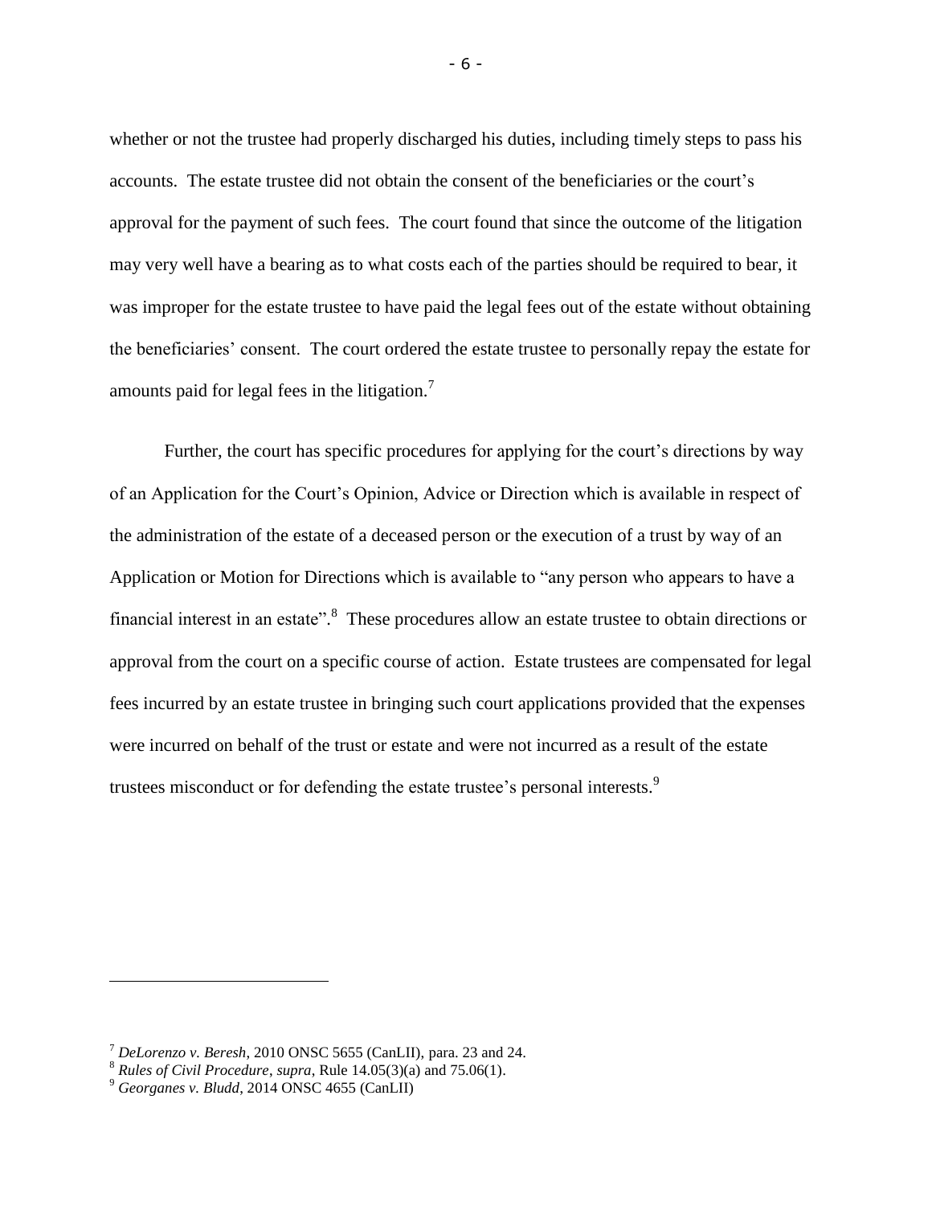whether or not the trustee had properly discharged his duties, including timely steps to pass his accounts. The estate trustee did not obtain the consent of the beneficiaries or the court's approval for the payment of such fees. The court found that since the outcome of the litigation may very well have a bearing as to what costs each of the parties should be required to bear, it was improper for the estate trustee to have paid the legal fees out of the estate without obtaining the beneficiaries' consent. The court ordered the estate trustee to personally repay the estate for amounts paid for legal fees in the litigation.[7]

Further, the court has specific procedures for applying for the court's directions by way of an Application for the Court's Opinion, Advice or Direction which is available in respect of the administration of the estate of a deceased person or the execution of a trust by way of an Application or Motion for Directions which is available to "any person who appears to have a financial interest in an estate".[8] These procedures allow an estate trustee to obtain directions or approval from the court on a specific course of action. Estate trustees are compensated for legal fees incurred by an estate trustee in bringing such court applications provided that the expenses were incurred on behalf of the trust or estate and were not incurred as a result of the estate trustees misconduct or for defending the estate trustee's personal interests.[9]

---

[7] *DeLorenzo v. Beresh*, 2010 ONSC 5655 (CanLII), para. 23 and 24.

[8] *Rules of Civil Procedure*, *supra*, Rule 14.05(3)(a) and 75.06(1).

[9] *Georganes v. Bludd*, 2014 ONSC 4655 (CanLII)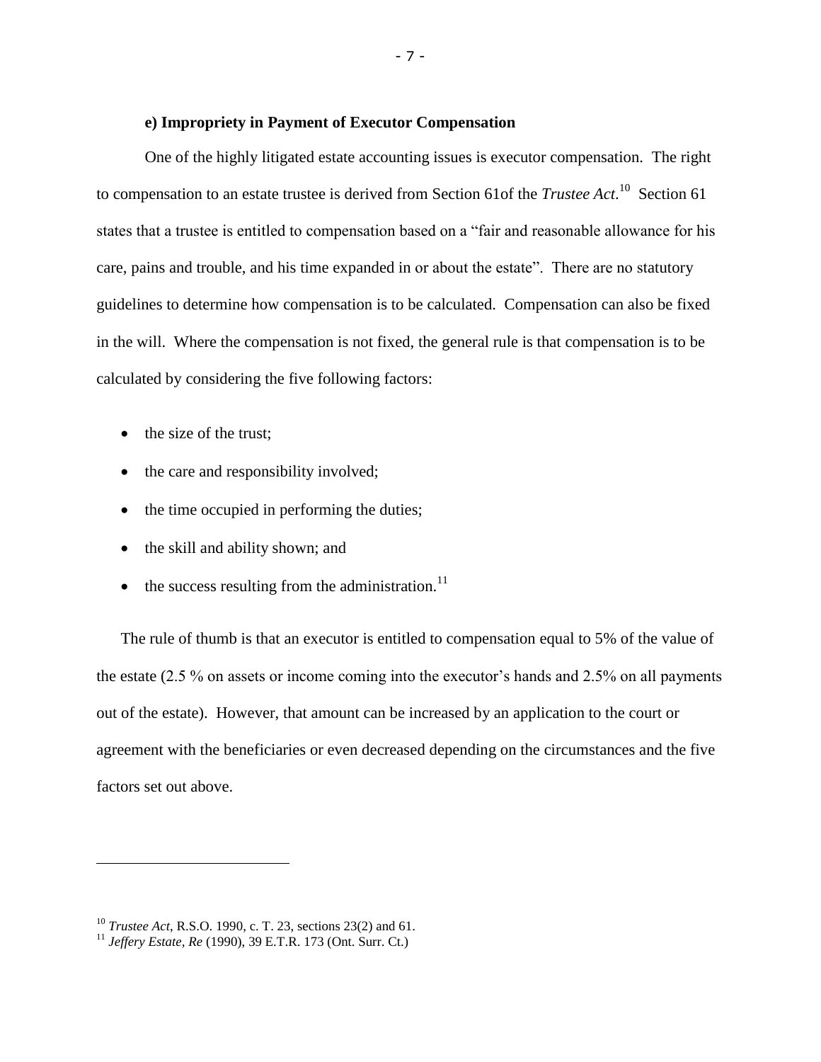**e) Impropriety in Payment of Executor Compensation**

One of the highly litigated estate accounting issues is executor compensation. The right to compensation to an estate trustee is derived from Section 61of the *Trustee Act*.[10] Section 61 states that a trustee is entitled to compensation based on a "fair and reasonable allowance for his care, pains and trouble, and his time expanded in or about the estate". There are no statutory guidelines to determine how compensation is to be calculated. Compensation can also be fixed in the will. Where the compensation is not fixed, the general rule is that compensation is to be calculated by considering the five following factors:

- the size of the trust;
- the care and responsibility involved;
- the time occupied in performing the duties;
- the skill and ability shown; and
- the success resulting from the administration.[11]

The rule of thumb is that an executor is entitled to compensation equal to 5% of the value of the estate (2.5 % on assets or income coming into the executor's hands and 2.5% on all payments out of the estate). However, that amount can be increased by an application to the court or agreement with the beneficiaries or even decreased depending on the circumstances and the five factors set out above.

---

[10] *Trustee Act*, R.S.O. 1990, c. T. 23, sections 23(2) and 61.

[11] *Jeffery Estate, Re* (1990), 39 E.T.R. 173 (Ont. Surr. Ct.)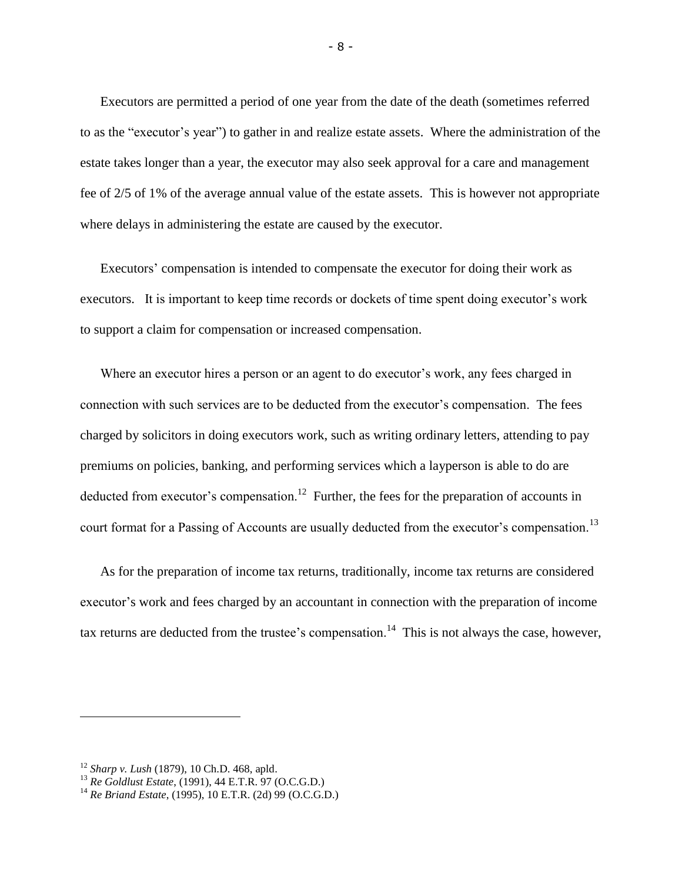Executors are permitted a period of one year from the date of the death (sometimes referred to as the "executor's year") to gather in and realize estate assets. Where the administration of the estate takes longer than a year, the executor may also seek approval for a care and management fee of 2/5 of 1% of the average annual value of the estate assets. This is however not appropriate where delays in administering the estate are caused by the executor.

Executors' compensation is intended to compensate the executor for doing their work as executors. It is important to keep time records or dockets of time spent doing executor's work to support a claim for compensation or increased compensation.

Where an executor hires a person or an agent to do executor's work, any fees charged in connection with such services are to be deducted from the executor's compensation. The fees charged by solicitors in doing executors work, such as writing ordinary letters, attending to pay premiums on policies, banking, and performing services which a layperson is able to do are deducted from executor's compensation.[12] Further, the fees for the preparation of accounts in court format for a Passing of Accounts are usually deducted from the executor's compensation.[13]

As for the preparation of income tax returns, traditionally, income tax returns are considered executor's work and fees charged by an accountant in connection with the preparation of income tax returns are deducted from the trustee's compensation.[14] This is not always the case, however,

---

[12] *Sharp v. Lush* (1879), 10 Ch.D. 468, apld.

[13] *Re Goldlust Estate*, (1991), 44 E.T.R. 97 (O.C.G.D.)

[14] *Re Briand Estate*, (1995), 10 E.T.R. (2d) 99 (O.C.G.D.)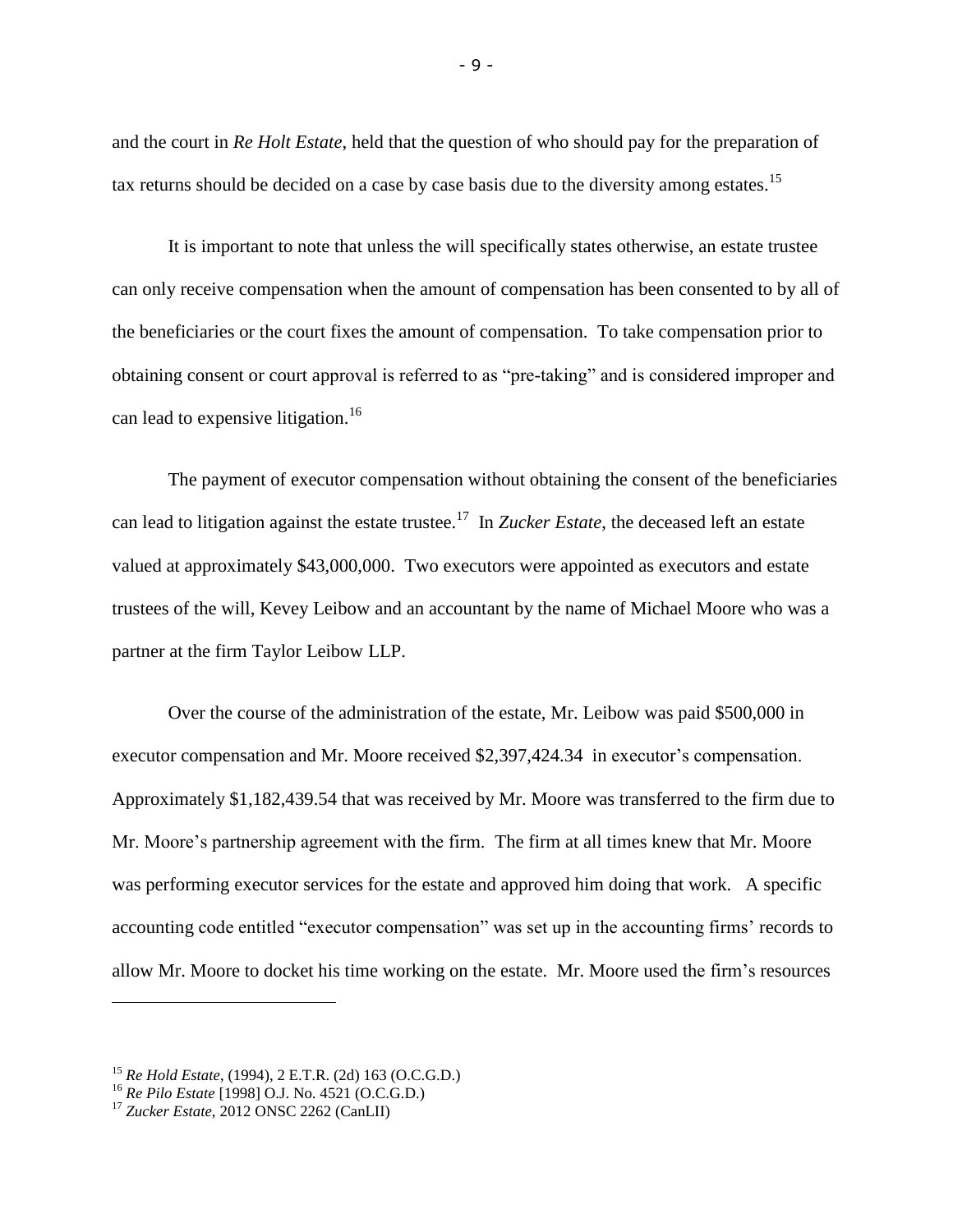and the court in *Re Holt Estate*, held that the question of who should pay for the preparation of tax returns should be decided on a case by case basis due to the diversity among estates.[15]

It is important to note that unless the will specifically states otherwise, an estate trustee can only receive compensation when the amount of compensation has been consented to by all of the beneficiaries or the court fixes the amount of compensation. To take compensation prior to obtaining consent or court approval is referred to as "pre-taking" and is considered improper and can lead to expensive litigation.[16]

The payment of executor compensation without obtaining the consent of the beneficiaries can lead to litigation against the estate trustee.[17] In *Zucker Estate*, the deceased left an estate valued at approximately $43,000,000. Two executors were appointed as executors and estate trustees of the will, Kevey Leibow and an accountant by the name of Michael Moore who was a partner at the firm Taylor Leibow LLP.

Over the course of the administration of the estate, Mr. Leibow was paid $500,000 in executor compensation and Mr. Moore received $2,397,424.34 in executor's compensation. Approximately $1,182,439.54 that was received by Mr. Moore was transferred to the firm due to Mr. Moore's partnership agreement with the firm. The firm at all times knew that Mr. Moore was performing executor services for the estate and approved him doing that work. A specific accounting code entitled "executor compensation" was set up in the accounting firms' records to allow Mr. Moore to docket his time working on the estate. Mr. Moore used the firm's resources

---

[15] *Re Hold Estate*, (1994), 2 E.T.R. (2d) 163 (O.C.G.D.)

[16] *Re Pilo Estate* [1998] O.J. No. 4521 (O.C.G.D.)

[17] *Zucker Estate*, 2012 ONSC 2262 (CanLII)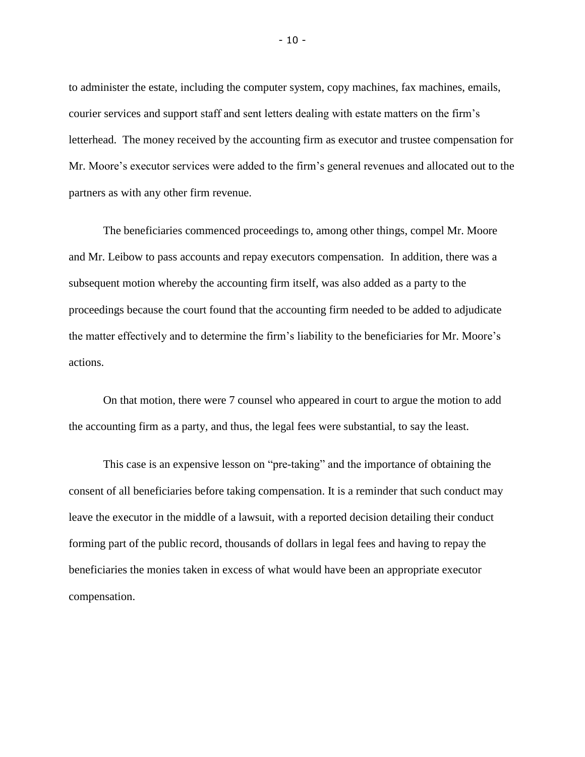to administer the estate, including the computer system, copy machines, fax machines, emails, courier services and support staff and sent letters dealing with estate matters on the firm's letterhead. The money received by the accounting firm as executor and trustee compensation for Mr. Moore's executor services were added to the firm's general revenues and allocated out to the partners as with any other firm revenue.

The beneficiaries commenced proceedings to, among other things, compel Mr. Moore and Mr. Leibow to pass accounts and repay executors compensation. In addition, there was a subsequent motion whereby the accounting firm itself, was also added as a party to the proceedings because the court found that the accounting firm needed to be added to adjudicate the matter effectively and to determine the firm's liability to the beneficiaries for Mr. Moore's actions.

On that motion, there were 7 counsel who appeared in court to argue the motion to add the accounting firm as a party, and thus, the legal fees were substantial, to say the least.

This case is an expensive lesson on "pre-taking" and the importance of obtaining the consent of all beneficiaries before taking compensation. It is a reminder that such conduct may leave the executor in the middle of a lawsuit, with a reported decision detailing their conduct forming part of the public record, thousands of dollars in legal fees and having to repay the beneficiaries the monies taken in excess of what would have been an appropriate executor compensation.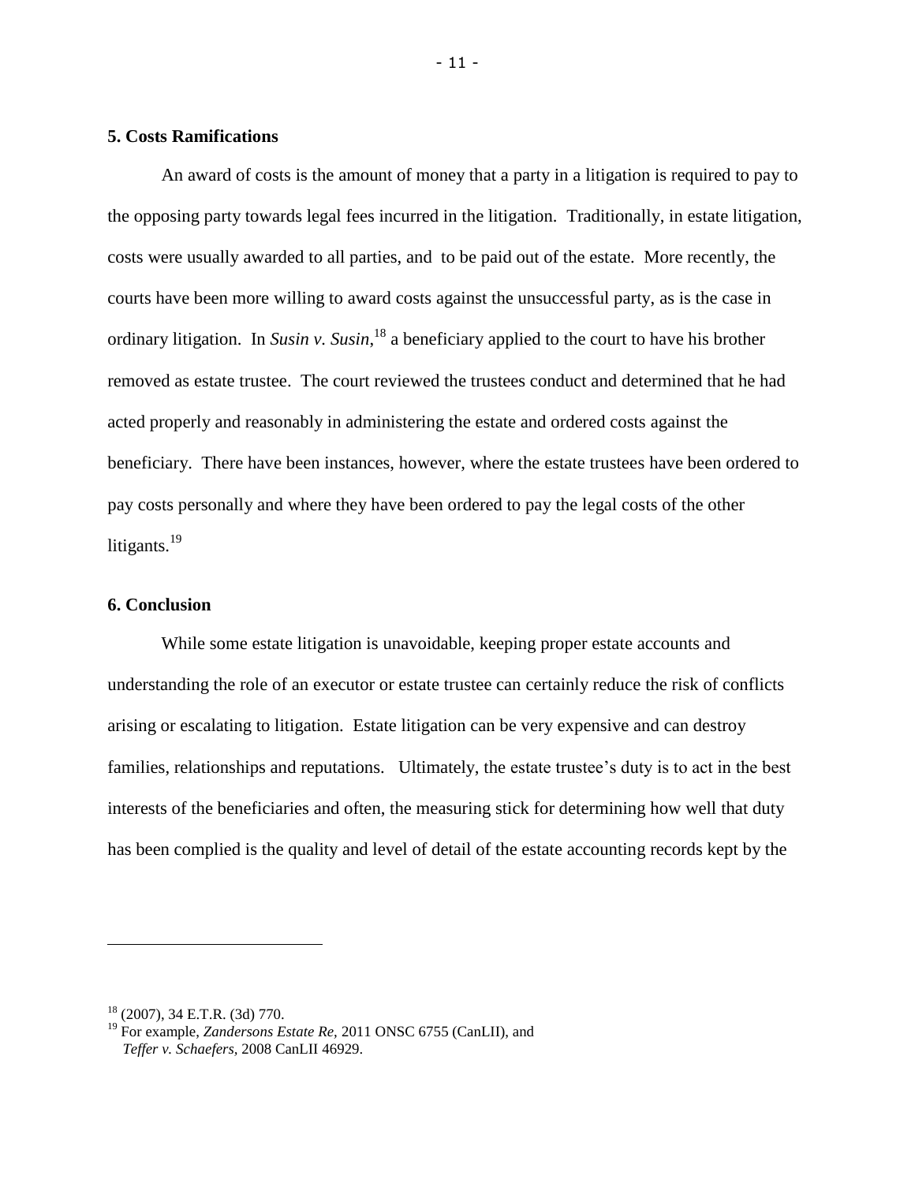## 5. Costs Ramifications

An award of costs is the amount of money that a party in a litigation is required to pay to the opposing party towards legal fees incurred in the litigation. Traditionally, in estate litigation, costs were usually awarded to all parties, and to be paid out of the estate. More recently, the courts have been more willing to award costs against the unsuccessful party, as is the case in ordinary litigation. In *Susin v. Susin*,[18] a beneficiary applied to the court to have his brother removed as estate trustee. The court reviewed the trustees conduct and determined that he had acted properly and reasonably in administering the estate and ordered costs against the beneficiary. There have been instances, however, where the estate trustees have been ordered to pay costs personally and where they have been ordered to pay the legal costs of the other litigants.[19]

## 6. Conclusion

While some estate litigation is unavoidable, keeping proper estate accounts and understanding the role of an executor or estate trustee can certainly reduce the risk of conflicts arising or escalating to litigation. Estate litigation can be very expensive and can destroy families, relationships and reputations. Ultimately, the estate trustee's duty is to act in the best interests of the beneficiaries and often, the measuring stick for determining how well that duty has been complied is the quality and level of detail of the estate accounting records kept by the

---

[18] (2007), 34 E.T.R. (3d) 770.

[19] For example, *Zandersons Estate Re*, 2011 ONSC 6755 (CanLII), and *Teffer v. Schaefers*, 2008 CanLII 46929.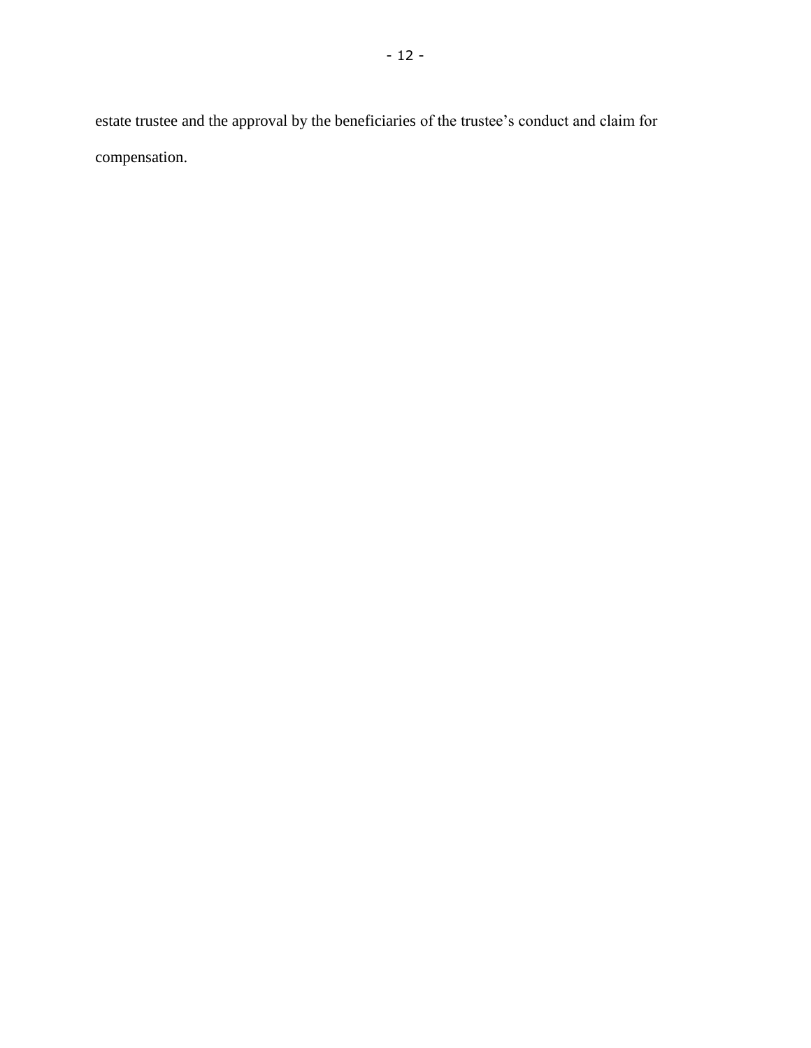estate trustee and the approval by the beneficiaries of the trustee's conduct and claim for compensation.